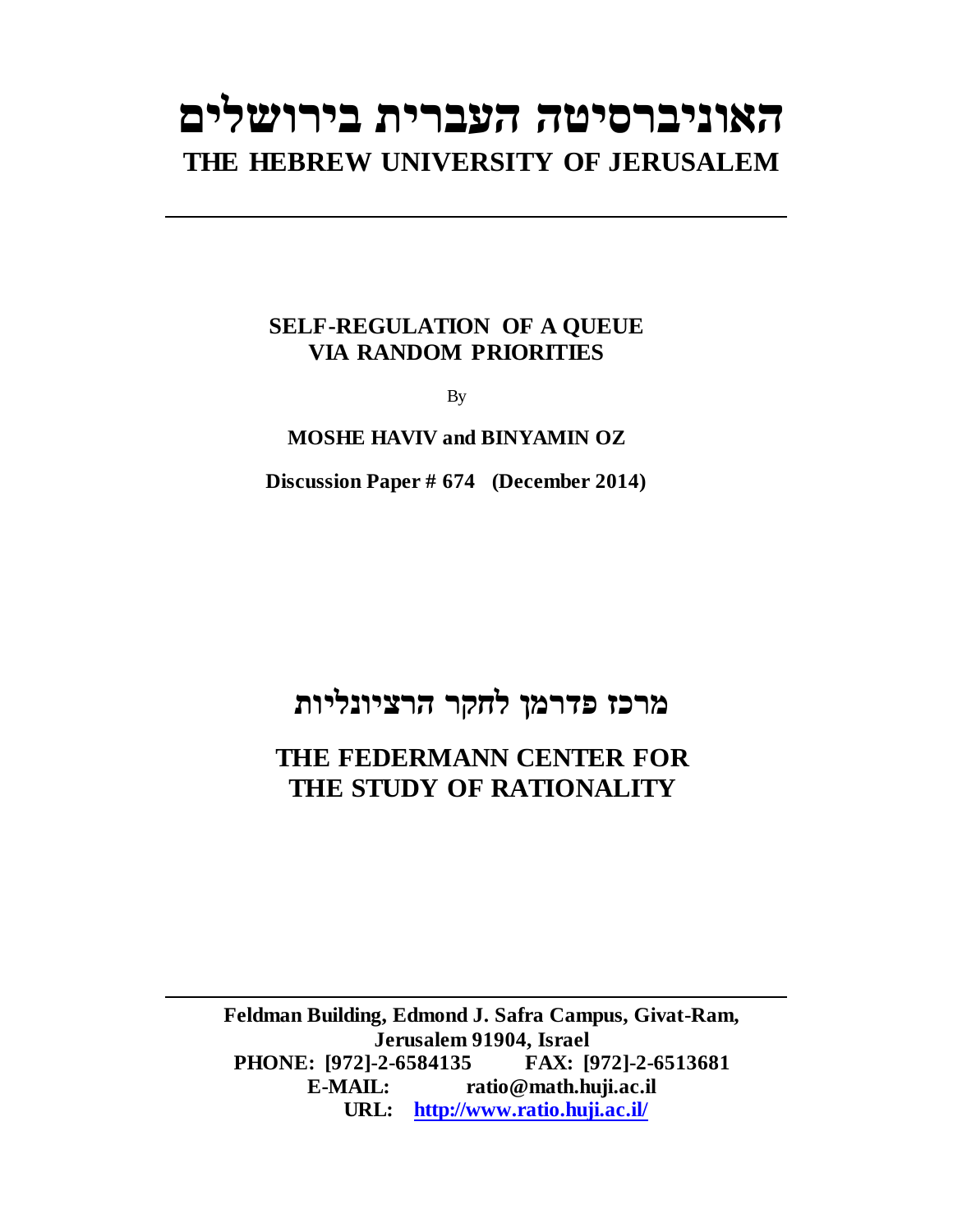# האוניברסיטה העברית בירושלים

# THE HEBREW UNIVERSITY OF JERUSALEM

---

**SELF-REGULATION OF A QUEUE VIA RANDOM PRIORITIES**

By

**MOSHE HAVIV and BINYAMIN OZ**

**Discussion Paper # 674 (December 2014)**

# מרכז פדרמן לחקר הרציונליות

# THE FEDERMANN CENTER FOR THE STUDY OF RATIONALITY

---

**Feldman Building, Edmond J. Safra Campus, Givat-Ram, Jerusalem 91904, Israel**

**PHONE: [972]-2-6584135 FAX: [972]-2-6513681**

**E-MAIL: ratio@math.huji.ac.il**

**URL: http://www.ratio.huji.ac.il/**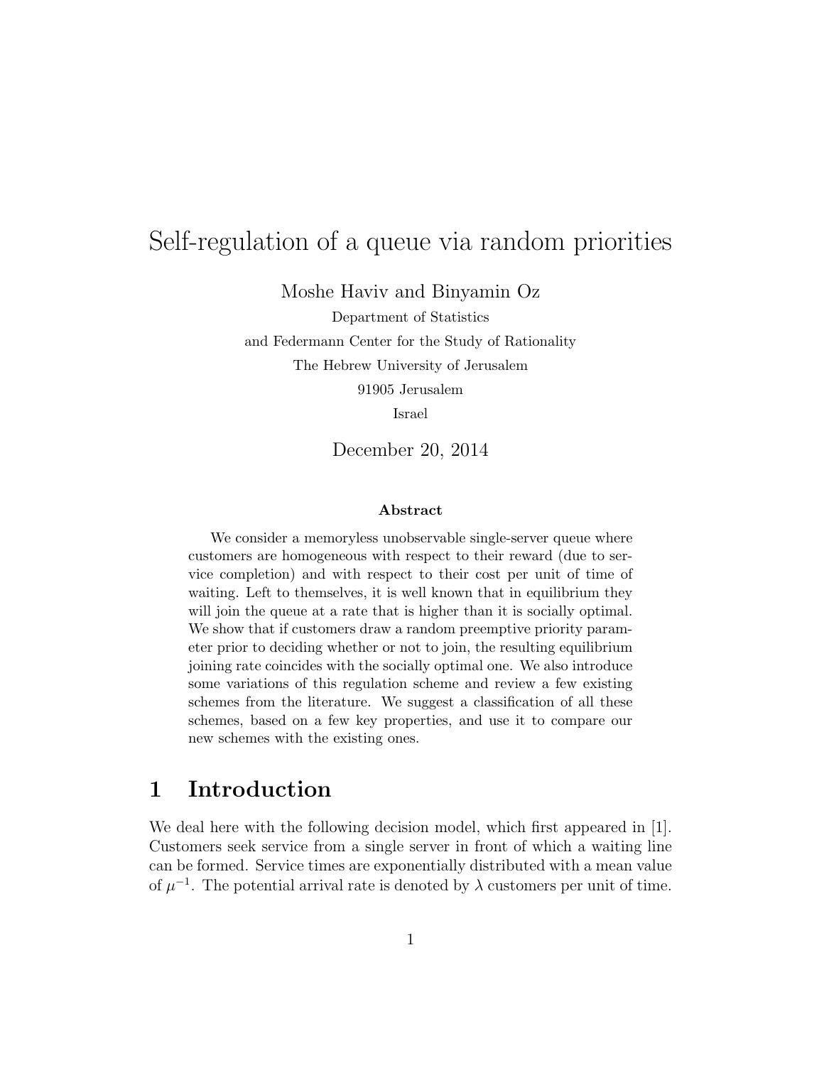# Self-regulation of a queue via random priorities

Moshe Haviv and Binyamin Oz

Department of Statistics

and Federmann Center for the Study of Rationality

The Hebrew University of Jerusalem

91905 Jerusalem

Israel

December 20, 2014

**Abstract**

We consider a memoryless unobservable single-server queue where customers are homogeneous with respect to their reward (due to service completion) and with respect to their cost per unit of time of waiting. Left to themselves, it is well known that in equilibrium they will join the queue at a rate that is higher than it is socially optimal. We show that if customers draw a random preemptive priority parameter prior to deciding whether or not to join, the resulting equilibrium joining rate coincides with the socially optimal one. We also introduce some variations of this regulation scheme and review a few existing schemes from the literature. We suggest a classification of all these schemes, based on a few key properties, and use it to compare our new schemes with the existing ones.

## 1 Introduction

We deal here with the following decision model, which first appeared in [1]. Customers seek service from a single server in front of which a waiting line can be formed. Service times are exponentially distributed with a mean value of $\mu^{-1}$. The potential arrival rate is denoted by $\lambda$ customers per unit of time.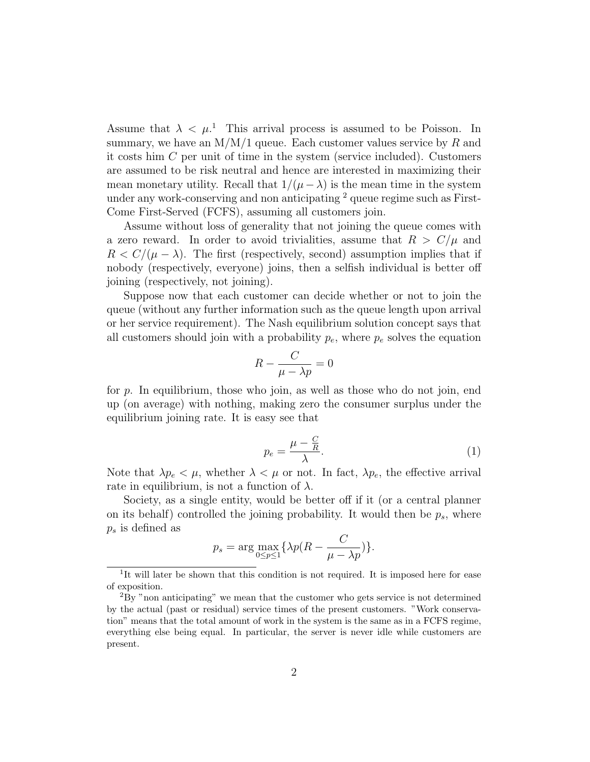Assume that $\lambda < \mu$.[1] This arrival process is assumed to be Poisson. In summary, we have an M/M/1 queue. Each customer values service by $R$ and it costs him $C$ per unit of time in the system (service included). Customers are assumed to be risk neutral and hence are interested in maximizing their mean monetary utility. Recall that $1/(\mu - \lambda)$ is the mean time in the system under any work-conserving and non anticipating [2] queue regime such as First-Come First-Served (FCFS), assuming all customers join.

Assume without loss of generality that not joining the queue comes with a zero reward. In order to avoid trivialities, assume that $R > C/\mu$ and $R < C/(\mu - \lambda)$. The first (respectively, second) assumption implies that if nobody (respectively, everyone) joins, then a selfish individual is better off joining (respectively, not joining).

Suppose now that each customer can decide whether or not to join the queue (without any further information such as the queue length upon arrival or her service requirement). The Nash equilibrium solution concept says that all customers should join with a probability $p_e$, where $p_e$ solves the equation

$$R - \frac{C}{\mu - \lambda p} = 0$$

for $p$. In equilibrium, those who join, as well as those who do not join, end up (on average) with nothing, making zero the consumer surplus under the equilibrium joining rate. It is easy see that

$$p_e = \frac{\mu - \frac{C}{R}}{\lambda}. \tag{1}$$

Note that $\lambda p_e < \mu$, whether $\lambda < \mu$ or not. In fact, $\lambda p_e$, the effective arrival rate in equilibrium, is not a function of $\lambda$.

Society, as a single entity, would be better off if it (or a central planner on its behalf) controlled the joining probability. It would then be $p_s$, where $p_s$ is defined as

$$p_s = \arg\max_{0 \leq p \leq 1} \{\lambda p (R - \frac{C}{\mu - \lambda p})\}.$$

[1] It will later be shown that this condition is not required. It is imposed here for ease of exposition.

[2] By "non anticipating" we mean that the customer who gets service is not determined by the actual (past or residual) service times of the present customers. "Work conservation" means that the total amount of work in the system is the same as in a FCFS regime, everything else being equal. In particular, the server is never idle while customers are present.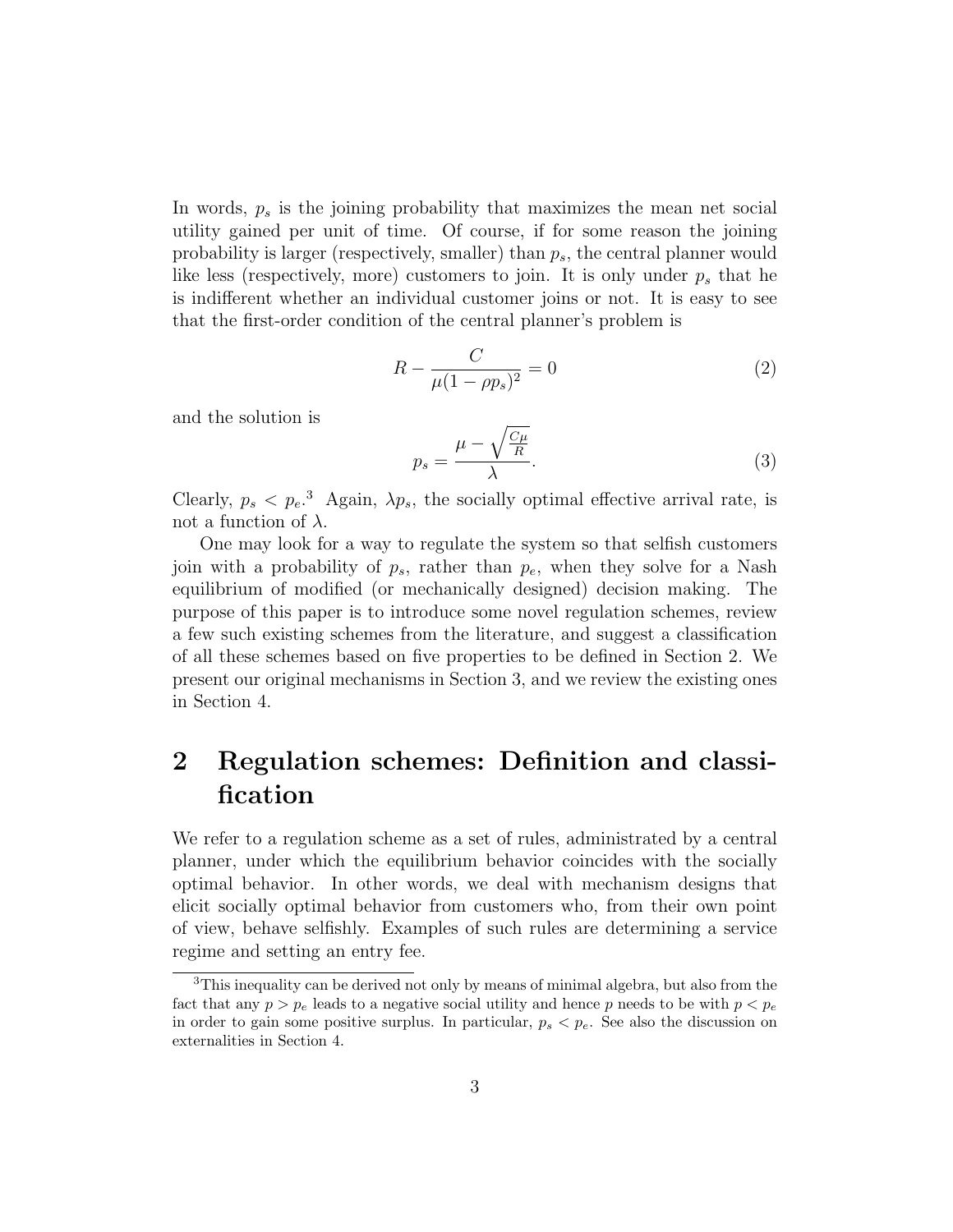In words, $p_s$ is the joining probability that maximizes the mean net social utility gained per unit of time. Of course, if for some reason the joining probability is larger (respectively, smaller) than $p_s$, the central planner would like less (respectively, more) customers to join. It is only under $p_s$ that he is indifferent whether an individual customer joins or not. It is easy to see that the first-order condition of the central planner's problem is

$$R - \frac{C}{\mu(1-\rho p_s)^2} = 0 \tag{2}$$

and the solution is

$$p_s = \frac{\mu - \sqrt{\frac{C\mu}{R}}}{\lambda}. \tag{3}$$

Clearly, $p_s < p_e$.[3] Again, $\lambda p_s$, the socially optimal effective arrival rate, is not a function of $\lambda$.

One may look for a way to regulate the system so that selfish customers join with a probability of $p_s$, rather than $p_e$, when they solve for a Nash equilibrium of modified (or mechanically designed) decision making. The purpose of this paper is to introduce some novel regulation schemes, review a few such existing schemes from the literature, and suggest a classification of all these schemes based on five properties to be defined in Section 2. We present our original mechanisms in Section 3, and we review the existing ones in Section 4.

## 2 Regulation schemes: Definition and classification

We refer to a regulation scheme as a set of rules, administrated by a central planner, under which the equilibrium behavior coincides with the socially optimal behavior. In other words, we deal with mechanism designs that elicit socially optimal behavior from customers who, from their own point of view, behave selfishly. Examples of such rules are determining a service regime and setting an entry fee.

[3]This inequality can be derived not only by means of minimal algebra, but also from the fact that any $p > p_e$ leads to a negative social utility and hence $p$ needs to be with $p < p_e$ in order to gain some positive surplus. In particular, $p_s < p_e$. See also the discussion on externalities in Section 4.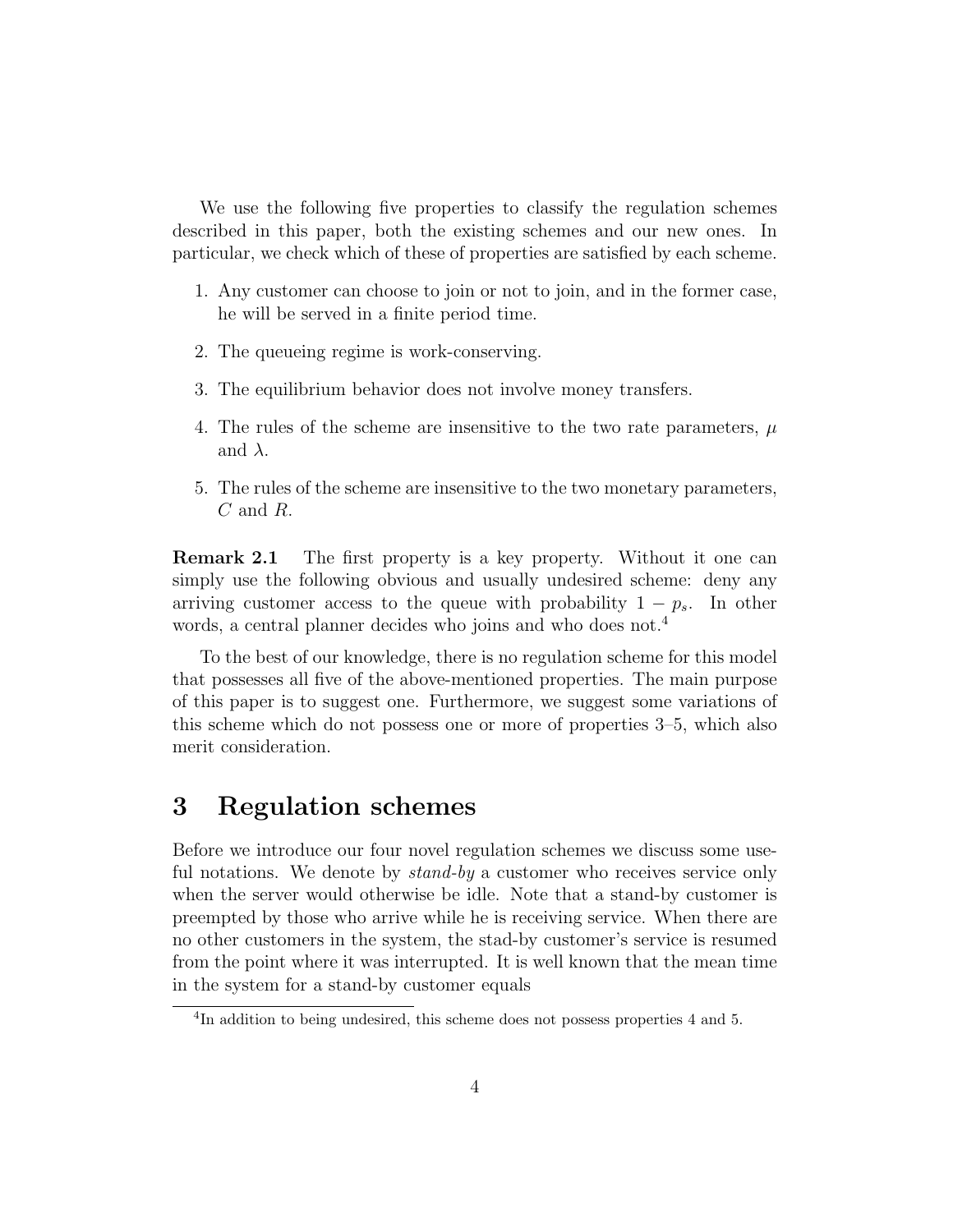We use the following five properties to classify the regulation schemes described in this paper, both the existing schemes and our new ones. In particular, we check which of these of properties are satisfied by each scheme.

1. Any customer can choose to join or not to join, and in the former case, he will be served in a finite period time.
2. The queueing regime is work-conserving.
3. The equilibrium behavior does not involve money transfers.
4. The rules of the scheme are insensitive to the two rate parameters, $\mu$ and $\lambda$.
5. The rules of the scheme are insensitive to the two monetary parameters, $C$ and $R$.

**Remark 2.1** The first property is a key property. Without it one can simply use the following obvious and usually undesired scheme: deny any arriving customer access to the queue with probability $1 - p_s$. In other words, a central planner decides who joins and who does not.[4]

To the best of our knowledge, there is no regulation scheme for this model that possesses all five of the above-mentioned properties. The main purpose of this paper is to suggest one. Furthermore, we suggest some variations of this scheme which do not possess one or more of properties 3–5, which also merit consideration.

# 3 Regulation schemes

Before we introduce our four novel regulation schemes we discuss some useful notations. We denote by *stand-by* a customer who receives service only when the server would otherwise be idle. Note that a stand-by customer is preempted by those who arrive while he is receiving service. When there are no other customers in the system, the stad-by customer's service is resumed from the point where it was interrupted. It is well known that the mean time in the system for a stand-by customer equals

[4] In addition to being undesired, this scheme does not possess properties 4 and 5.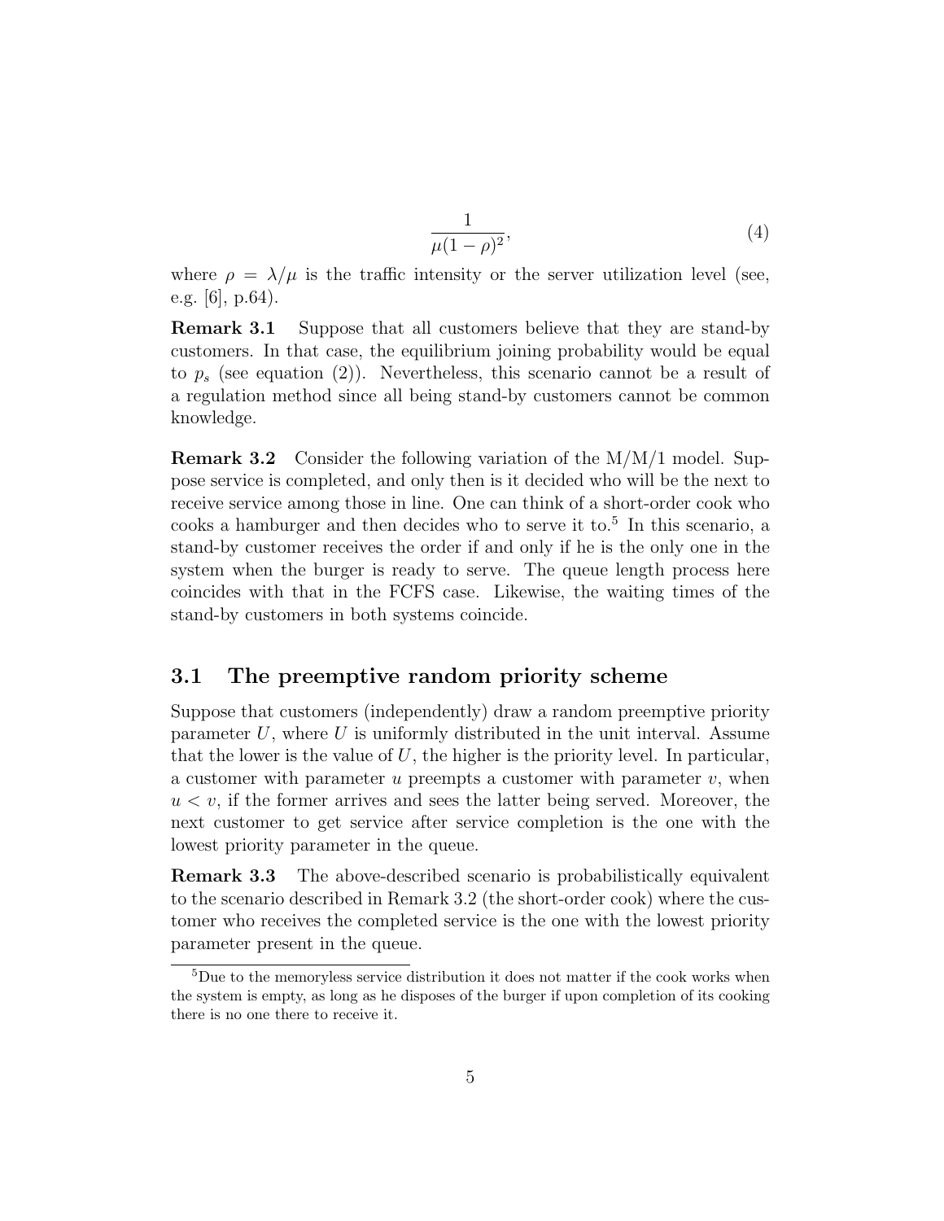$$\frac{1}{\mu(1-\rho)^2}, \tag{4}$$

where $\rho = \lambda/\mu$ is the traffic intensity or the server utilization level (see, e.g. [6], p.64).

**Remark 3.1** Suppose that all customers believe that they are stand-by customers. In that case, the equilibrium joining probability would be equal to $p_s$ (see equation (2)). Nevertheless, this scenario cannot be a result of a regulation method since all being stand-by customers cannot be common knowledge.

**Remark 3.2** Consider the following variation of the M/M/1 model. Suppose service is completed, and only then is it decided who will be the next to receive service among those in line. One can think of a short-order cook who cooks a hamburger and then decides who to serve it to.[5] In this scenario, a stand-by customer receives the order if and only if he is the only one in the system when the burger is ready to serve. The queue length process here coincides with that in the FCFS case. Likewise, the waiting times of the stand-by customers in both systems coincide.

## 3.1 The preemptive random priority scheme

Suppose that customers (independently) draw a random preemptive priority parameter $U$, where $U$ is uniformly distributed in the unit interval. Assume that the lower is the value of $U$, the higher is the priority level. In particular, a customer with parameter $u$ preempts a customer with parameter $v$, when $u < v$, if the former arrives and sees the latter being served. Moreover, the next customer to get service after service completion is the one with the lowest priority parameter in the queue.

**Remark 3.3** The above-described scenario is probabilistically equivalent to the scenario described in Remark 3.2 (the short-order cook) where the customer who receives the completed service is the one with the lowest priority parameter present in the queue.

[5] Due to the memoryless service distribution it does not matter if the cook works when the system is empty, as long as he disposes of the burger if upon completion of its cooking there is no one there to receive it.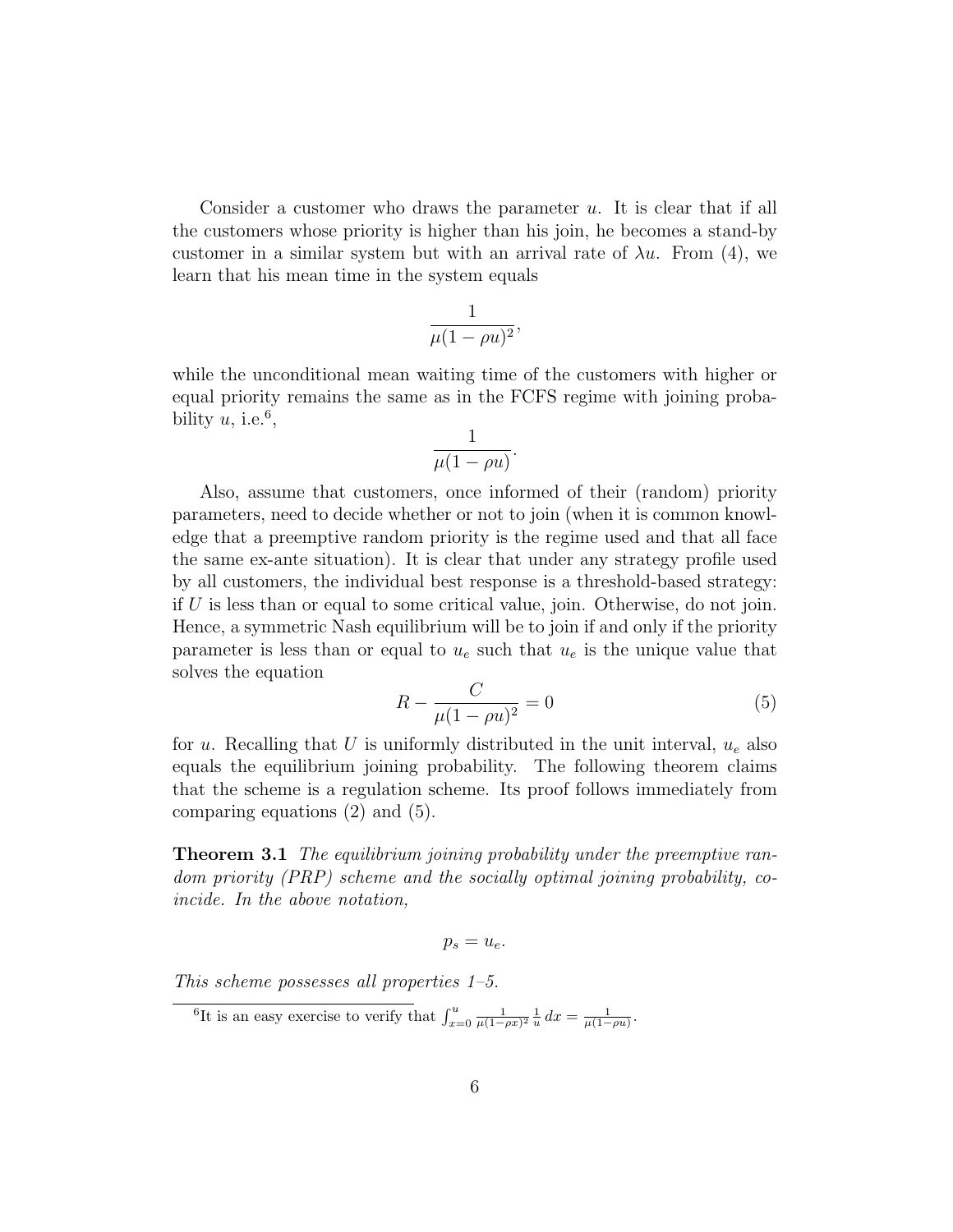Consider a customer who draws the parameter $u$. It is clear that if all the customers whose priority is higher than his join, he becomes a stand-by customer in a similar system but with an arrival rate of $\lambda u$. From (4), we learn that his mean time in the system equals

$$\frac{1}{\mu(1-\rho u)^2},$$

while the unconditional mean waiting time of the customers with higher or equal priority remains the same as in the FCFS regime with joining probability $u$, i.e.[6],

$$\frac{1}{\mu(1-\rho u)}.$$

Also, assume that customers, once informed of their (random) priority parameters, need to decide whether or not to join (when it is common knowledge that a preemptive random priority is the regime used and that all face the same ex-ante situation). It is clear that under any strategy profile used by all customers, the individual best response is a threshold-based strategy: if $U$ is less than or equal to some critical value, join. Otherwise, do not join. Hence, a symmetric Nash equilibrium will be to join if and only if the priority parameter is less than or equal to $u_e$ such that $u_e$ is the unique value that solves the equation

$$R - \frac{C}{\mu(1-\rho u)^2} = 0 \tag{5}$$

for $u$. Recalling that $U$ is uniformly distributed in the unit interval, $u_e$ also equals the equilibrium joining probability. The following theorem claims that the scheme is a regulation scheme. Its proof follows immediately from comparing equations (2) and (5).

**Theorem 3.1** *The equilibrium joining probability under the preemptive random priority (PRP) scheme and the socially optimal joining probability, coincide. In the above notation,*

$$p_s = u_e.$$

*This scheme possesses all properties 1–5.*

[6] It is an easy exercise to verify that $\int_{x=0}^{u} \frac{1}{\mu(1-\rho x)^2} \frac{1}{u}\, dx = \frac{1}{\mu(1-\rho u)}$.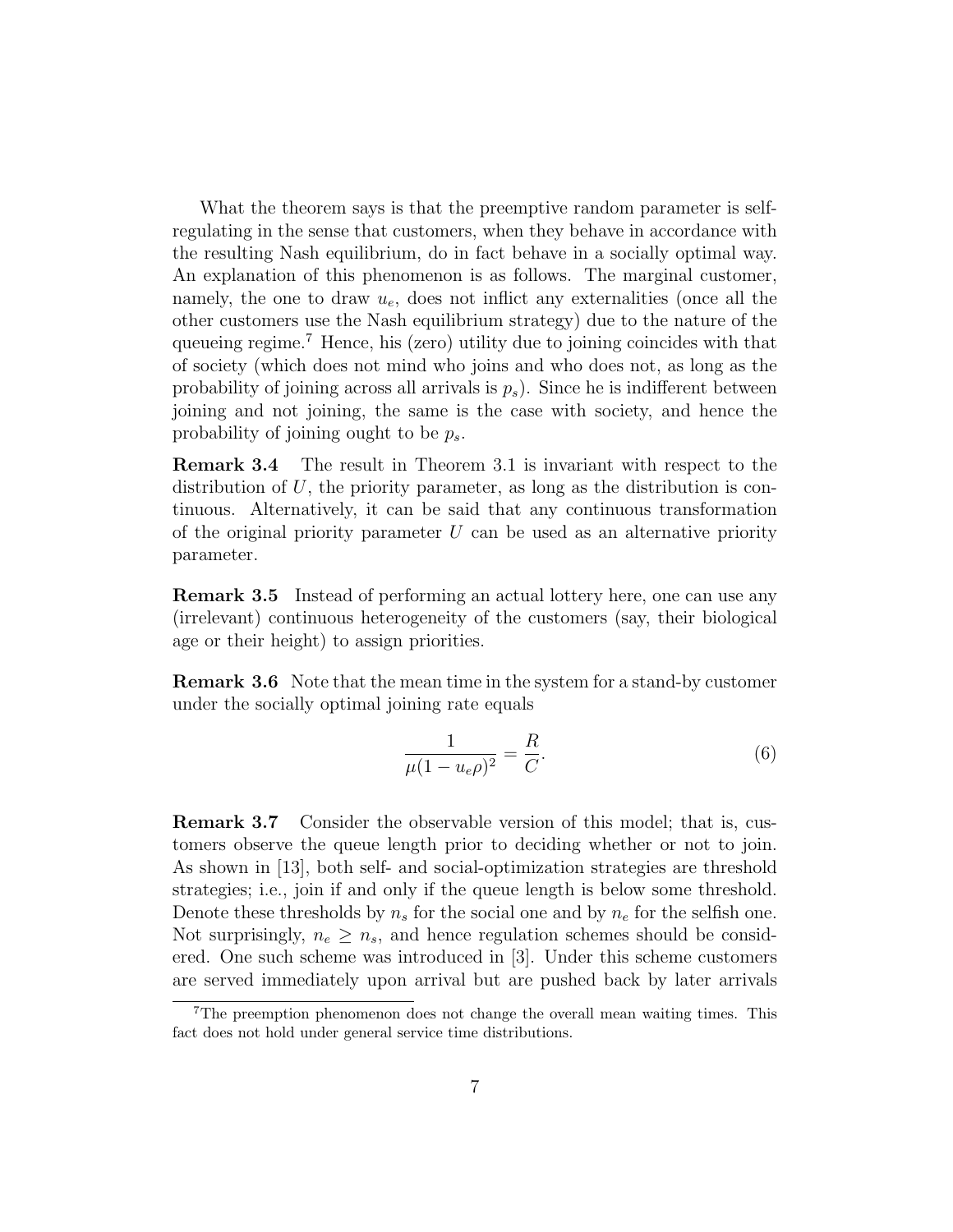What the theorem says is that the preemptive random parameter is self-regulating in the sense that customers, when they behave in accordance with the resulting Nash equilibrium, do in fact behave in a socially optimal way. An explanation of this phenomenon is as follows. The marginal customer, namely, the one to draw $u_e$, does not inflict any externalities (once all the other customers use the Nash equilibrium strategy) due to the nature of the queueing regime.[7] Hence, his (zero) utility due to joining coincides with that of society (which does not mind who joins and who does not, as long as the probability of joining across all arrivals is $p_s$). Since he is indifferent between joining and not joining, the same is the case with society, and hence the probability of joining ought to be $p_s$.

**Remark 3.4** The result in Theorem 3.1 is invariant with respect to the distribution of $U$, the priority parameter, as long as the distribution is continuous. Alternatively, it can be said that any continuous transformation of the original priority parameter $U$ can be used as an alternative priority parameter.

**Remark 3.5** Instead of performing an actual lottery here, one can use any (irrelevant) continuous heterogeneity of the customers (say, their biological age or their height) to assign priorities.

**Remark 3.6** Note that the mean time in the system for a stand-by customer under the socially optimal joining rate equals

$$\frac{1}{\mu(1-u_e\rho)^2} = \frac{R}{C}. \tag{6}$$

**Remark 3.7** Consider the observable version of this model; that is, customers observe the queue length prior to deciding whether or not to join. As shown in [13], both self- and social-optimization strategies are threshold strategies; i.e., join if and only if the queue length is below some threshold. Denote these thresholds by $n_s$ for the social one and by $n_e$ for the selfish one. Not surprisingly, $n_e \geq n_s$, and hence regulation schemes should be considered. One such scheme was introduced in [3]. Under this scheme customers are served immediately upon arrival but are pushed back by later arrivals

[7] The preemption phenomenon does not change the overall mean waiting times. This fact does not hold under general service time distributions.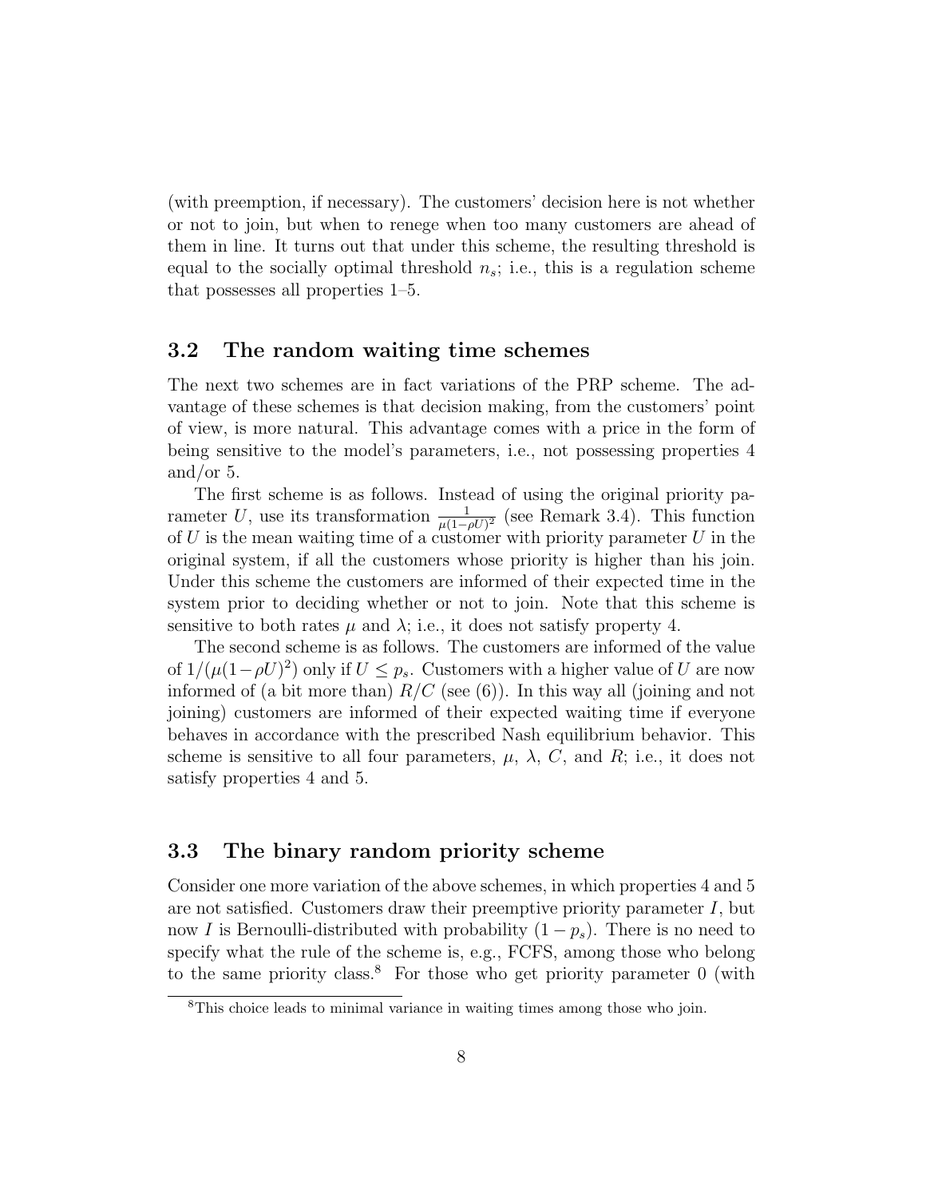(with preemption, if necessary). The customers' decision here is not whether or not to join, but when to renege when too many customers are ahead of them in line. It turns out that under this scheme, the resulting threshold is equal to the socially optimal threshold $n_s$; i.e., this is a regulation scheme that possesses all properties 1–5.

### 3.2 The random waiting time schemes

The next two schemes are in fact variations of the PRP scheme. The advantage of these schemes is that decision making, from the customers' point of view, is more natural. This advantage comes with a price in the form of being sensitive to the model's parameters, i.e., not possessing properties 4 and/or 5.

The first scheme is as follows. Instead of using the original priority parameter $U$, use its transformation $\frac{1}{\mu(1-\rho U)^2}$ (see Remark 3.4). This function of $U$ is the mean waiting time of a customer with priority parameter $U$ in the original system, if all the customers whose priority is higher than his join. Under this scheme the customers are informed of their expected time in the system prior to deciding whether or not to join. Note that this scheme is sensitive to both rates $\mu$ and $\lambda$; i.e., it does not satisfy property 4.

The second scheme is as follows. The customers are informed of the value of $1/(\mu(1-\rho U)^2)$ only if $U \leq p_s$. Customers with a higher value of $U$ are now informed of (a bit more than) $R/C$ (see (6)). In this way all (joining and not joining) customers are informed of their expected waiting time if everyone behaves in accordance with the prescribed Nash equilibrium behavior. This scheme is sensitive to all four parameters, $\mu$, $\lambda$, $C$, and $R$; i.e., it does not satisfy properties 4 and 5.

### 3.3 The binary random priority scheme

Consider one more variation of the above schemes, in which properties 4 and 5 are not satisfied. Customers draw their preemptive priority parameter $I$, but now $I$ is Bernoulli-distributed with probability $(1 - p_s)$. There is no need to specify what the rule of the scheme is, e.g., FCFS, among those who belong to the same priority class.[8] For those who get priority parameter 0 (with

[8] This choice leads to minimal variance in waiting times among those who join.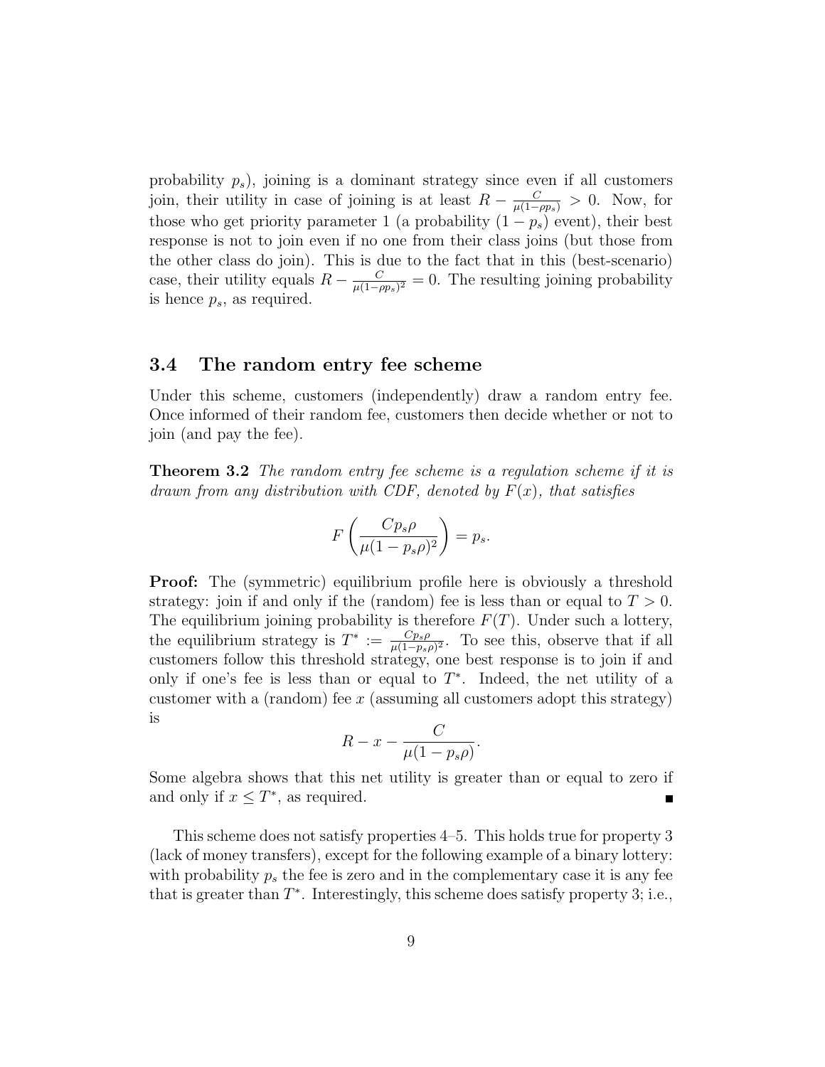probability $p_s$), joining is a dominant strategy since even if all customers join, their utility in case of joining is at least $R - \frac{C}{\mu(1-\rho p_s)} > 0$. Now, for those who get priority parameter 1 (a probability $(1-p_s)$ event), their best response is not to join even if no one from their class joins (but those from the other class do join). This is due to the fact that in this (best-scenario) case, their utility equals $R - \frac{C}{\mu(1-\rho p_s)^2} = 0$. The resulting joining probability is hence $p_s$, as required.

### 3.4 The random entry fee scheme

Under this scheme, customers (independently) draw a random entry fee. Once informed of their random fee, customers then decide whether or not to join (and pay the fee).

**Theorem 3.2** *The random entry fee scheme is a regulation scheme if it is drawn from any distribution with CDF, denoted by $F(x)$, that satisfies*

$$F\left(\frac{Cp_s\rho}{\mu(1-p_s\rho)^2}\right) = p_s.$$

**Proof:** The (symmetric) equilibrium profile here is obviously a threshold strategy: join if and only if the (random) fee is less than or equal to $T > 0$. The equilibrium joining probability is therefore $F(T)$. Under such a lottery, the equilibrium strategy is $T^* := \frac{Cp_s\rho}{\mu(1-p_s\rho)^2}$. To see this, observe that if all customers follow this threshold strategy, one best response is to join if and only if one's fee is less than or equal to $T^*$. Indeed, the net utility of a customer with a (random) fee $x$ (assuming all customers adopt this strategy) is

$$R - x - \frac{C}{\mu(1-p_s\rho)}.$$

Some algebra shows that this net utility is greater than or equal to zero if and only if $x \leq T^*$, as required. ∎

This scheme does not satisfy properties 4–5. This holds true for property 3 (lack of money transfers), except for the following example of a binary lottery: with probability $p_s$ the fee is zero and in the complementary case it is any fee that is greater than $T^*$. Interestingly, this scheme does satisfy property 3; i.e.,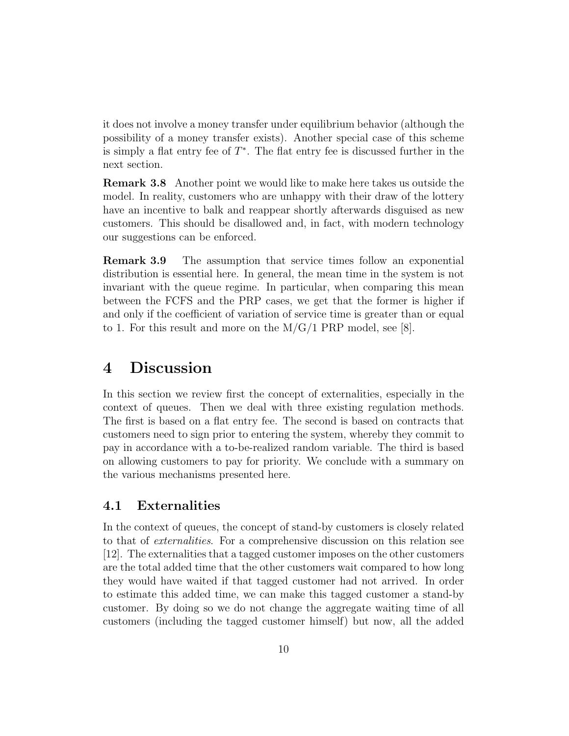it does not involve a money transfer under equilibrium behavior (although the possibility of a money transfer exists). Another special case of this scheme is simply a flat entry fee of $T^*$. The flat entry fee is discussed further in the next section.

**Remark 3.8** Another point we would like to make here takes us outside the model. In reality, customers who are unhappy with their draw of the lottery have an incentive to balk and reappear shortly afterwards disguised as new customers. This should be disallowed and, in fact, with modern technology our suggestions can be enforced.

**Remark 3.9** The assumption that service times follow an exponential distribution is essential here. In general, the mean time in the system is not invariant with the queue regime. In particular, when comparing this mean between the FCFS and the PRP cases, we get that the former is higher if and only if the coefficient of variation of service time is greater than or equal to 1. For this result and more on the M/G/1 PRP model, see [8].

# 4 Discussion

In this section we review first the concept of externalities, especially in the context of queues. Then we deal with three existing regulation methods. The first is based on a flat entry fee. The second is based on contracts that customers need to sign prior to entering the system, whereby they commit to pay in accordance with a to-be-realized random variable. The third is based on allowing customers to pay for priority. We conclude with a summary on the various mechanisms presented here.

## 4.1 Externalities

In the context of queues, the concept of stand-by customers is closely related to that of *externalities*. For a comprehensive discussion on this relation see [12]. The externalities that a tagged customer imposes on the other customers are the total added time that the other customers wait compared to how long they would have waited if that tagged customer had not arrived. In order to estimate this added time, we can make this tagged customer a stand-by customer. By doing so we do not change the aggregate waiting time of all customers (including the tagged customer himself) but now, all the added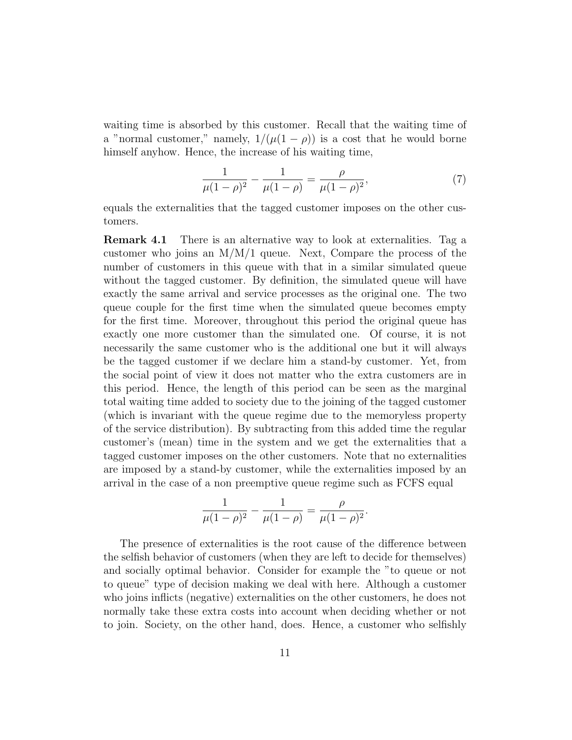waiting time is absorbed by this customer. Recall that the waiting time of a "normal customer," namely, $1/(\mu(1-\rho))$ is a cost that he would borne himself anyhow. Hence, the increase of his waiting time,

$$\frac{1}{\mu(1-\rho)^2} - \frac{1}{\mu(1-\rho)} = \frac{\rho}{\mu(1-\rho)^2}, \tag{7}$$

equals the externalities that the tagged customer imposes on the other customers.

**Remark 4.1** There is an alternative way to look at externalities. Tag a customer who joins an M/M/1 queue. Next, Compare the process of the number of customers in this queue with that in a similar simulated queue without the tagged customer. By definition, the simulated queue will have exactly the same arrival and service processes as the original one. The two queue couple for the first time when the simulated queue becomes empty for the first time. Moreover, throughout this period the original queue has exactly one more customer than the simulated one. Of course, it is not necessarily the same customer who is the additional one but it will always be the tagged customer if we declare him a stand-by customer. Yet, from the social point of view it does not matter who the extra customers are in this period. Hence, the length of this period can be seen as the marginal total waiting time added to society due to the joining of the tagged customer (which is invariant with the queue regime due to the memoryless property of the service distribution). By subtracting from this added time the regular customer's (mean) time in the system and we get the externalities that a tagged customer imposes on the other customers. Note that no externalities are imposed by a stand-by customer, while the externalities imposed by an arrival in the case of a non preemptive queue regime such as FCFS equal

$$\frac{1}{\mu(1-\rho)^2} - \frac{1}{\mu(1-\rho)} = \frac{\rho}{\mu(1-\rho)^2}.$$

The presence of externalities is the root cause of the difference between the selfish behavior of customers (when they are left to decide for themselves) and socially optimal behavior. Consider for example the "to queue or not to queue" type of decision making we deal with here. Although a customer who joins inflicts (negative) externalities on the other customers, he does not normally take these extra costs into account when deciding whether or not to join. Society, on the other hand, does. Hence, a customer who selfishly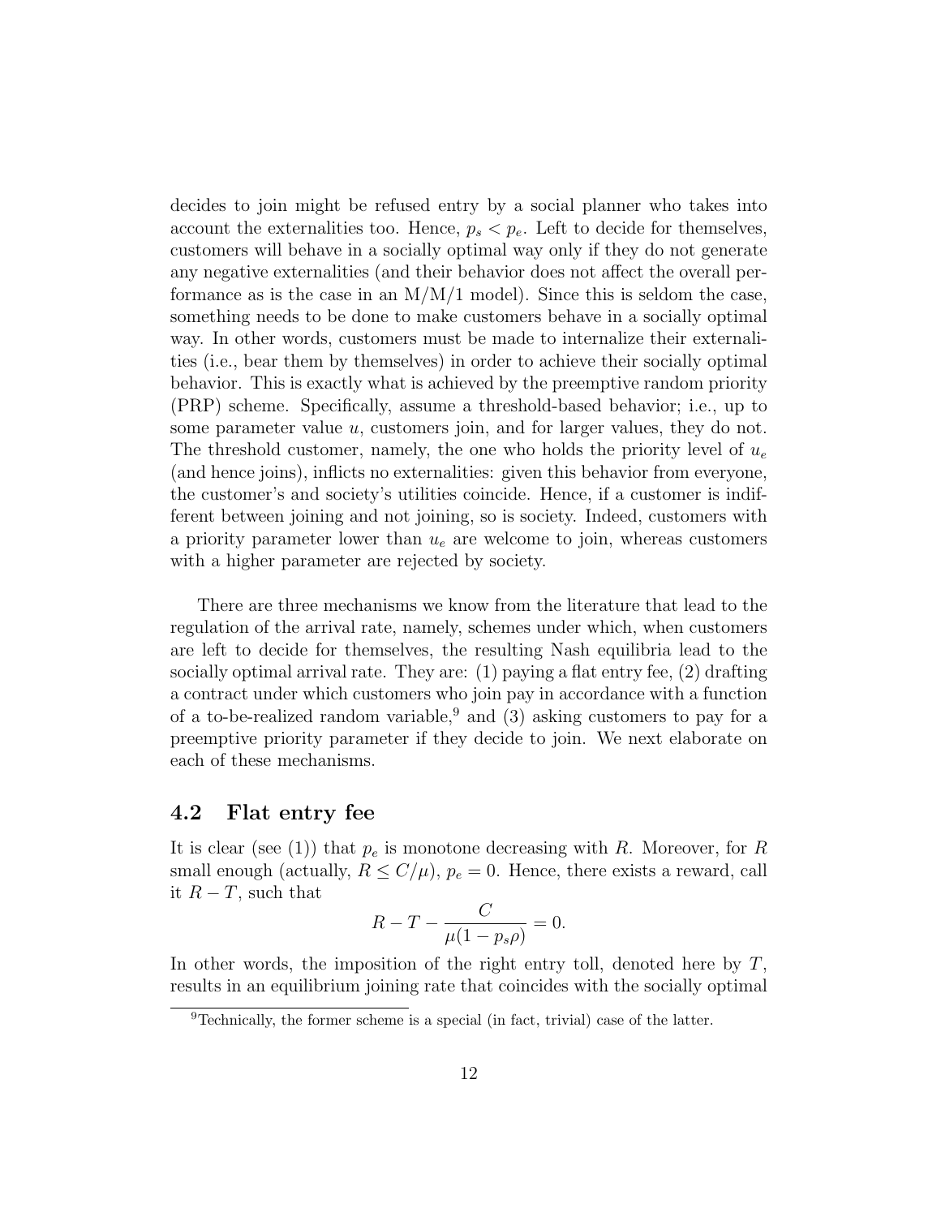decides to join might be refused entry by a social planner who takes into account the externalities too. Hence, $p_s < p_e$. Left to decide for themselves, customers will behave in a socially optimal way only if they do not generate any negative externalities (and their behavior does not affect the overall performance as is the case in an M/M/1 model). Since this is seldom the case, something needs to be done to make customers behave in a socially optimal way. In other words, customers must be made to internalize their externalities (i.e., bear them by themselves) in order to achieve their socially optimal behavior. This is exactly what is achieved by the preemptive random priority (PRP) scheme. Specifically, assume a threshold-based behavior; i.e., up to some parameter value $u$, customers join, and for larger values, they do not. The threshold customer, namely, the one who holds the priority level of $u_e$ (and hence joins), inflicts no externalities: given this behavior from everyone, the customer's and society's utilities coincide. Hence, if a customer is indifferent between joining and not joining, so is society. Indeed, customers with a priority parameter lower than $u_e$ are welcome to join, whereas customers with a higher parameter are rejected by society.

There are three mechanisms we know from the literature that lead to the regulation of the arrival rate, namely, schemes under which, when customers are left to decide for themselves, the resulting Nash equilibria lead to the socially optimal arrival rate. They are: (1) paying a flat entry fee, (2) drafting a contract under which customers who join pay in accordance with a function of a to-be-realized random variable,[9] and (3) asking customers to pay for a preemptive priority parameter if they decide to join. We next elaborate on each of these mechanisms.

## 4.2 Flat entry fee

It is clear (see (1)) that $p_e$ is monotone decreasing with $R$. Moreover, for $R$ small enough (actually, $R \leq C/\mu$), $p_e = 0$. Hence, there exists a reward, call it $R - T$, such that

$$R - T - \frac{C}{\mu(1 - p_s\rho)} = 0.$$

In other words, the imposition of the right entry toll, denoted here by $T$, results in an equilibrium joining rate that coincides with the socially optimal

[9] Technically, the former scheme is a special (in fact, trivial) case of the latter.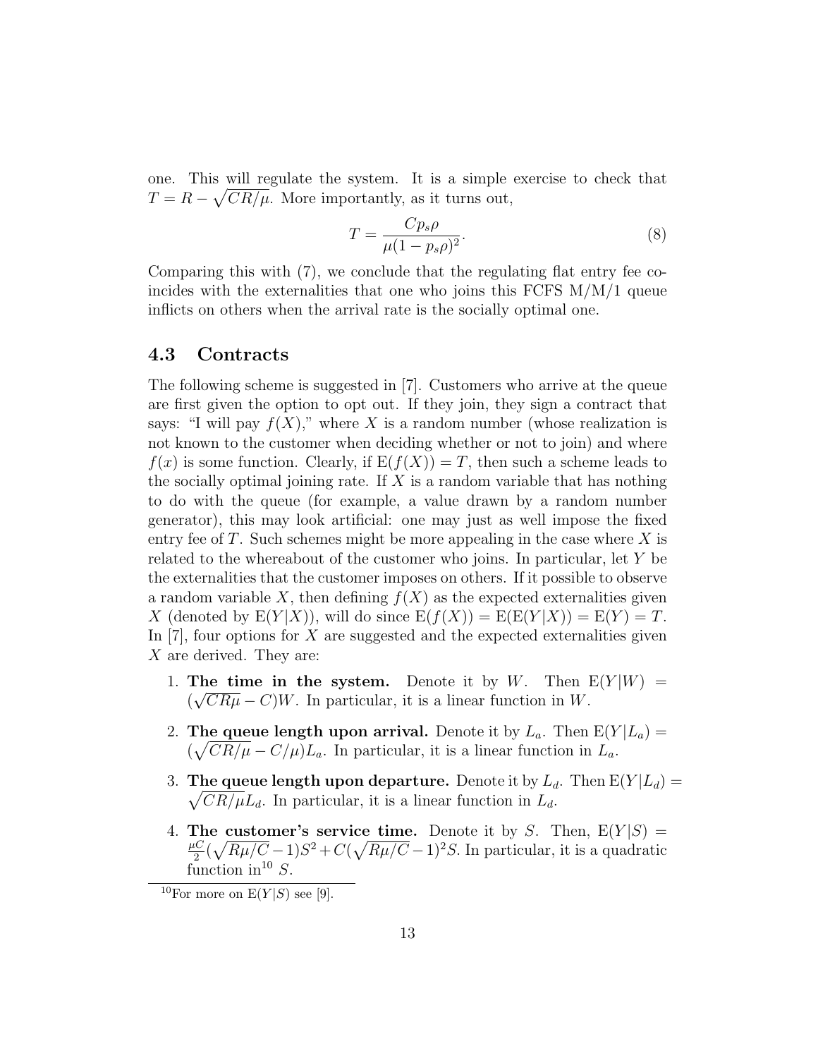one. This will regulate the system. It is a simple exercise to check that $T = R - \sqrt{CR/\mu}$. More importantly, as it turns out,

$$T = \frac{Cp_s\rho}{\mu(1-p_s\rho)^2}. \tag{8}$$

Comparing this with (7), we conclude that the regulating flat entry fee coincides with the externalities that one who joins this FCFS M/M/1 queue inflicts on others when the arrival rate is the socially optimal one.

### 4.3 Contracts

The following scheme is suggested in [7]. Customers who arrive at the queue are first given the option to opt out. If they join, they sign a contract that says: "I will pay $f(X)$," where $X$ is a random number (whose realization is not known to the customer when deciding whether or not to join) and where $f(x)$ is some function. Clearly, if $\mathrm{E}(f(X)) = T$, then such a scheme leads to the socially optimal joining rate. If $X$ is a random variable that has nothing to do with the queue (for example, a value drawn by a random number generator), this may look artificial: one may just as well impose the fixed entry fee of $T$. Such schemes might be more appealing in the case where $X$ is related to the whereabout of the customer who joins. In particular, let $Y$ be the externalities that the customer imposes on others. If it possible to observe a random variable $X$, then defining $f(X)$ as the expected externalities given $X$ (denoted by $\mathrm{E}(Y|X)$), will do since $\mathrm{E}(f(X)) = \mathrm{E}(\mathrm{E}(Y|X)) = \mathrm{E}(Y) = T$. In [7], four options for $X$ are suggested and the expected externalities given $X$ are derived. They are:

1. **The time in the system.** Denote it by $W$. Then $\mathrm{E}(Y|W) = (\sqrt{CR\mu} - C)W$. In particular, it is a linear function in $W$.

2. **The queue length upon arrival.** Denote it by $L_a$. Then $\mathrm{E}(Y|L_a) = (\sqrt{CR/\mu} - C/\mu)L_a$. In particular, it is a linear function in $L_a$.

3. **The queue length upon departure.** Denote it by $L_d$. Then $\mathrm{E}(Y|L_d) = \sqrt{CR/\mu}L_d$. In particular, it is a linear function in $L_d$.

4. **The customer's service time.** Denote it by $S$. Then, $\mathrm{E}(Y|S) = \frac{\mu C}{2}(\sqrt{R\mu/C} - 1)S^2 + C(\sqrt{R\mu/C} - 1)^2 S$. In particular, it is a quadratic function in[10] $S$.

[10]For more on $\mathrm{E}(Y|S)$ see [9].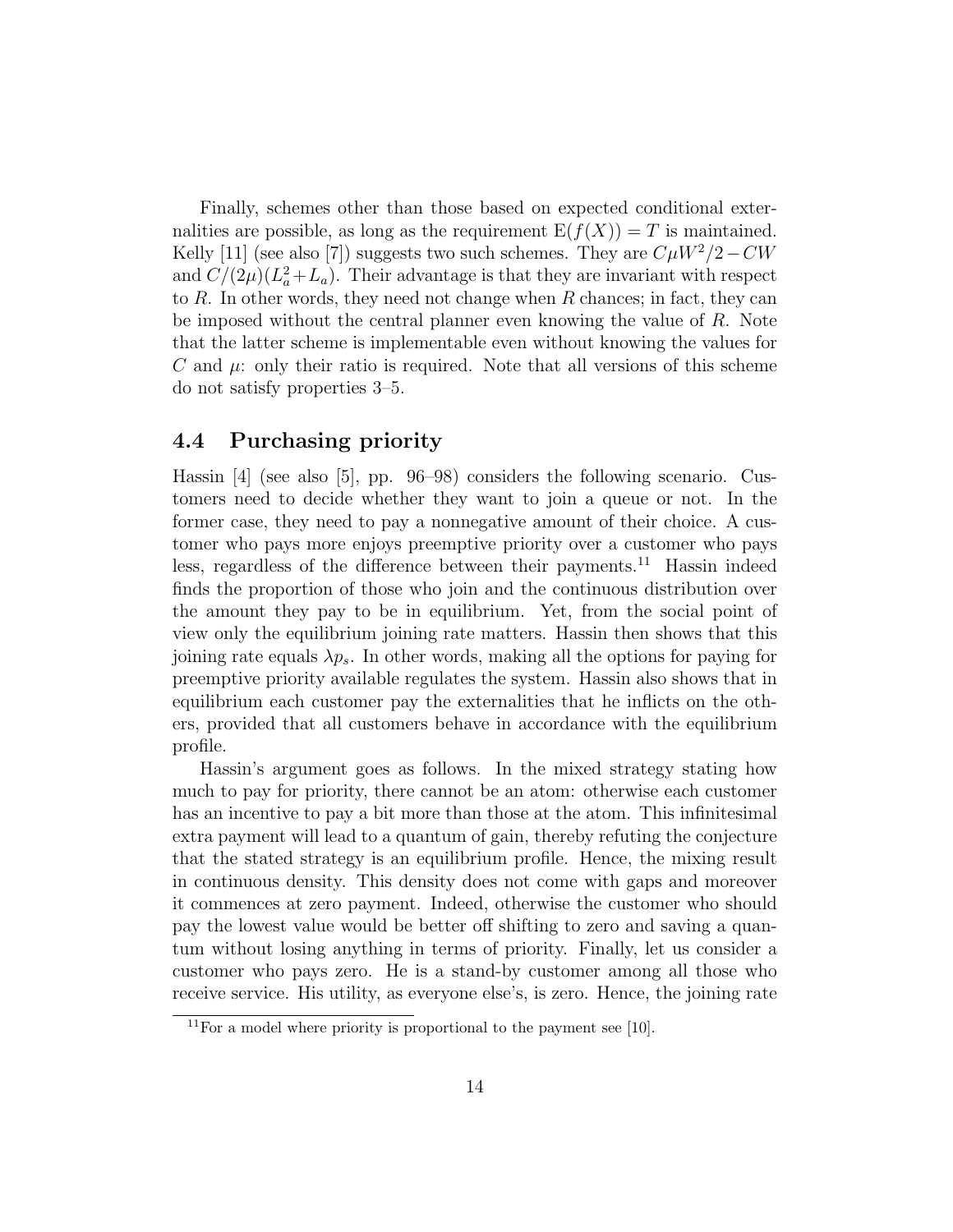Finally, schemes other than those based on expected conditional externalities are possible, as long as the requirement $\mathrm{E}(f(X)) = T$ is maintained. Kelly [11] (see also [7]) suggests two such schemes. They are $C\mu W^2/2 - CW$ and $C/(2\mu)(L_a^2 + L_a)$. Their advantage is that they are invariant with respect to $R$. In other words, they need not change when $R$ chances; in fact, they can be imposed without the central planner even knowing the value of $R$. Note that the latter scheme is implementable even without knowing the values for $C$ and $\mu$: only their ratio is required. Note that all versions of this scheme do not satisfy properties 3–5.

### 4.4 Purchasing priority

Hassin [4] (see also [5], pp. 96–98) considers the following scenario. Customers need to decide whether they want to join a queue or not. In the former case, they need to pay a nonnegative amount of their choice. A customer who pays more enjoys preemptive priority over a customer who pays less, regardless of the difference between their payments.[11] Hassin indeed finds the proportion of those who join and the continuous distribution over the amount they pay to be in equilibrium. Yet, from the social point of view only the equilibrium joining rate matters. Hassin then shows that this joining rate equals $\lambda p_s$. In other words, making all the options for paying for preemptive priority available regulates the system. Hassin also shows that in equilibrium each customer pay the externalities that he inflicts on the others, provided that all customers behave in accordance with the equilibrium profile.

Hassin's argument goes as follows. In the mixed strategy stating how much to pay for priority, there cannot be an atom: otherwise each customer has an incentive to pay a bit more than those at the atom. This infinitesimal extra payment will lead to a quantum of gain, thereby refuting the conjecture that the stated strategy is an equilibrium profile. Hence, the mixing result in continuous density. This density does not come with gaps and moreover it commences at zero payment. Indeed, otherwise the customer who should pay the lowest value would be better off shifting to zero and saving a quantum without losing anything in terms of priority. Finally, let us consider a customer who pays zero. He is a stand-by customer among all those who receive service. His utility, as everyone else's, is zero. Hence, the joining rate

[11] For a model where priority is proportional to the payment see [10].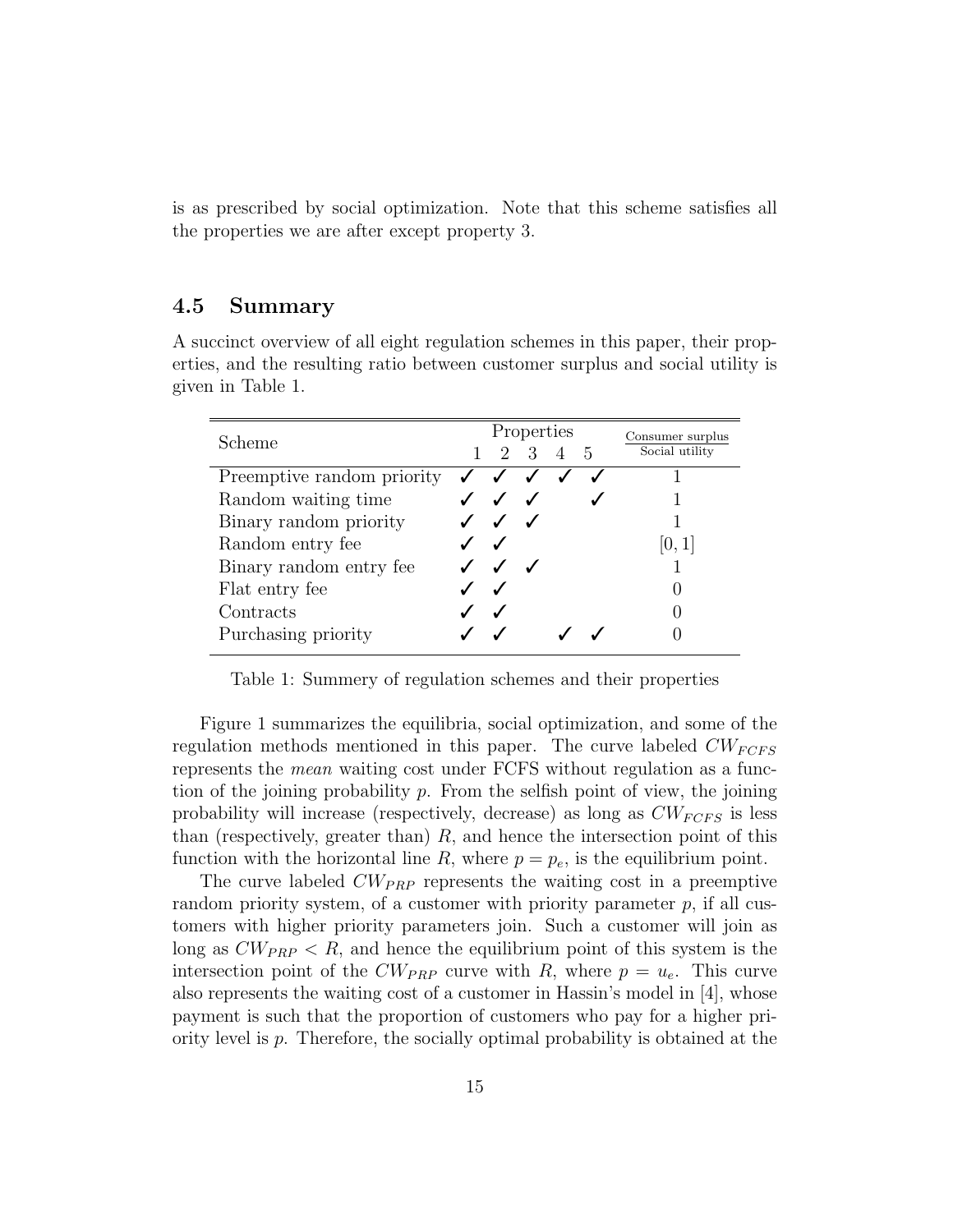is as prescribed by social optimization. Note that this scheme satisfies all the properties we are after except property 3.

## 4.5 Summary

A succinct overview of all eight regulation schemes in this paper, their properties, and the resulting ratio between customer surplus and social utility is given in Table 1.

| Scheme | Properties | | | | | $\frac{\text{Consumer surplus}}{\text{Social utility}}$ |
|---|---|---|---|---|---|---|
| | 1 | 2 | 3 | 4 | 5 | |
| Preemptive random priority | ✓ | ✓ | ✓ | ✓ | ✓ | 1 |
| Random waiting time | ✓ | ✓ | ✓ | | ✓ | 1 |
| Binary random priority | ✓ | ✓ | ✓ | | | 1 |
| Random entry fee | ✓ | ✓ | | | | $[0, 1]$ |
| Binary random entry fee | ✓ | ✓ | ✓ | | | 1 |
| Flat entry fee | ✓ | ✓ | | | | 0 |
| Contracts | ✓ | ✓ | | | | 0 |
| Purchasing priority | ✓ | ✓ | | ✓ | ✓ | 0 |

Table 1: Summery of regulation schemes and their properties

Figure 1 summarizes the equilibria, social optimization, and some of the regulation methods mentioned in this paper. The curve labeled $CW_{FCFS}$ represents the *mean* waiting cost under FCFS without regulation as a function of the joining probability $p$. From the selfish point of view, the joining probability will increase (respectively, decrease) as long as $CW_{FCFS}$ is less than (respectively, greater than) $R$, and hence the intersection point of this function with the horizontal line $R$, where $p = p_e$, is the equilibrium point.

The curve labeled $CW_{PRP}$ represents the waiting cost in a preemptive random priority system, of a customer with priority parameter $p$, if all customers with higher priority parameters join. Such a customer will join as long as $CW_{PRP} < R$, and hence the equilibrium point of this system is the intersection point of the $CW_{PRP}$ curve with $R$, where $p = u_e$. This curve also represents the waiting cost of a customer in Hassin's model in [4], whose payment is such that the proportion of customers who pay for a higher priority level is $p$. Therefore, the socially optimal probability is obtained at the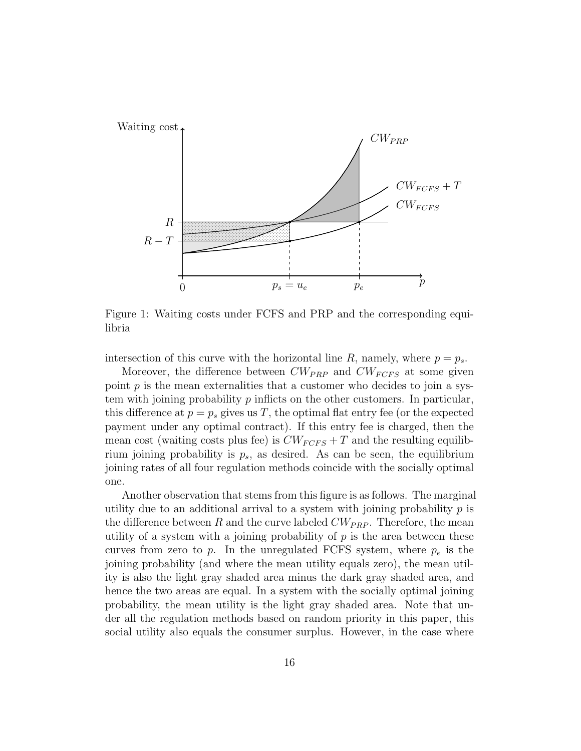Figure 1: Waiting costs under FCFS and PRP and the corresponding equilibria

intersection of this curve with the horizontal line $R$, namely, where $p = p_s$.

Moreover, the difference between $CW_{PRP}$ and $CW_{FCFS}$ at some given point $p$ is the mean externalities that a customer who decides to join a system with joining probability $p$ inflicts on the other customers. In particular, this difference at $p = p_s$ gives us $T$, the optimal flat entry fee (or the expected payment under any optimal contract). If this entry fee is charged, then the mean cost (waiting costs plus fee) is $CW_{FCFS} + T$ and the resulting equilibrium joining probability is $p_s$, as desired. As can be seen, the equilibrium joining rates of all four regulation methods coincide with the socially optimal one.

Another observation that stems from this figure is as follows. The marginal utility due to an additional arrival to a system with joining probability $p$ is the difference between $R$ and the curve labeled $CW_{PRP}$. Therefore, the mean utility of a system with a joining probability of $p$ is the area between these curves from zero to $p$. In the unregulated FCFS system, where $p_e$ is the joining probability (and where the mean utility equals zero), the mean utility is also the light gray shaded area minus the dark gray shaded area, and hence the two areas are equal. In a system with the socially optimal joining probability, the mean utility is the light gray shaded area. Note that under all the regulation methods based on random priority in this paper, this social utility also equals the consumer surplus. However, in the case where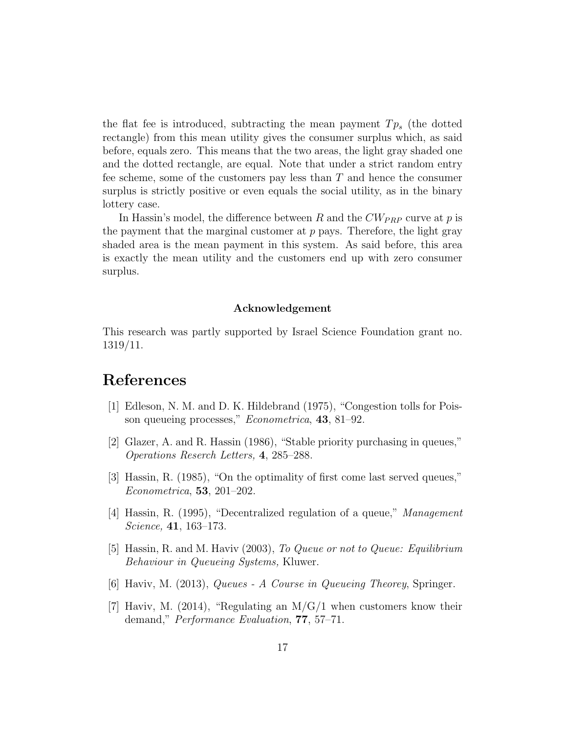the flat fee is introduced, subtracting the mean payment $Tp_s$ (the dotted rectangle) from this mean utility gives the consumer surplus which, as said before, equals zero. This means that the two areas, the light gray shaded one and the dotted rectangle, are equal. Note that under a strict random entry fee scheme, some of the customers pay less than $T$ and hence the consumer surplus is strictly positive or even equals the social utility, as in the binary lottery case.

In Hassin's model, the difference between $R$ and the $CW_{PRP}$ curve at $p$ is the payment that the marginal customer at $p$ pays. Therefore, the light gray shaded area is the mean payment in this system. As said before, this area is exactly the mean utility and the customers end up with zero consumer surplus.

**Acknowledgement**

This research was partly supported by Israel Science Foundation grant no. 1319/11.

# References

[1] Edleson, N. M. and D. K. Hildebrand (1975), "Congestion tolls for Poisson queueing processes," *Econometrica*, **43**, 81–92.

[2] Glazer, A. and R. Hassin (1986), "Stable priority purchasing in queues," *Operations Reserch Letters,* **4**, 285–288.

[3] Hassin, R. (1985), "On the optimality of first come last served queues," *Econometrica*, **53**, 201–202.

[4] Hassin, R. (1995), "Decentralized regulation of a queue," *Management Science,* **41**, 163–173.

[5] Hassin, R. and M. Haviv (2003), *To Queue or not to Queue: Equilibrium Behaviour in Queueing Systems,* Kluwer.

[6] Haviv, M. (2013), *Queues - A Course in Queueing Theorey*, Springer.

[7] Haviv, M. (2014), "Regulating an M/G/1 when customers know their demand," *Performance Evaluation*, **77**, 57–71.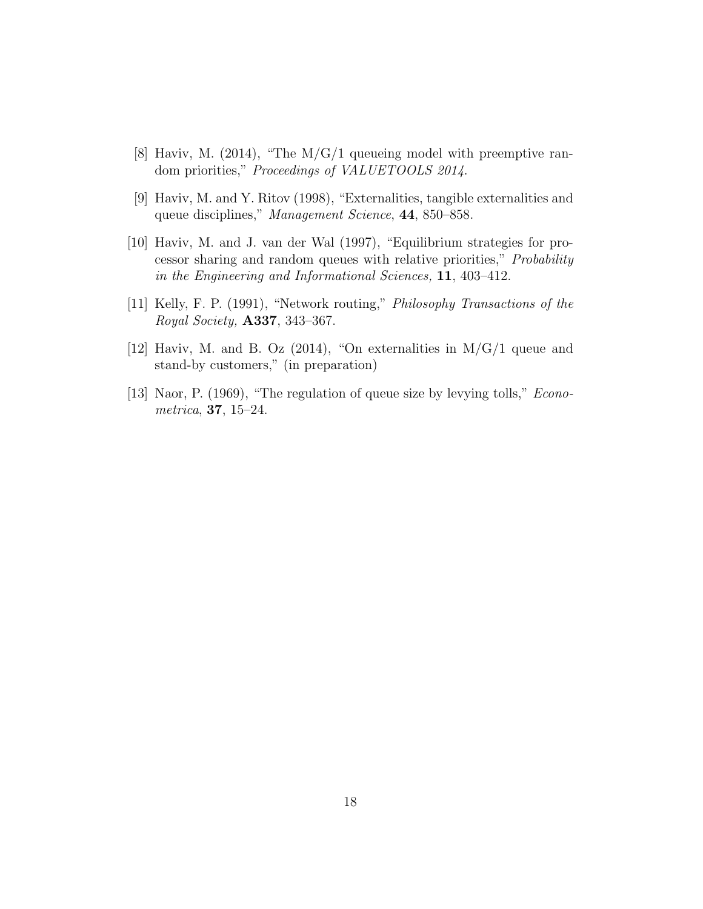[8] Haviv, M. (2014), "The M/G/1 queueing model with preemptive random priorities," *Proceedings of VALUETOOLS 2014*.

[9] Haviv, M. and Y. Ritov (1998), "Externalities, tangible externalities and queue disciplines," *Management Science*, **44**, 850–858.

[10] Haviv, M. and J. van der Wal (1997), "Equilibrium strategies for processor sharing and random queues with relative priorities," *Probability in the Engineering and Informational Sciences,* **11**, 403–412.

[11] Kelly, F. P. (1991), "Network routing," *Philosophy Transactions of the Royal Society,* **A337**, 343–367.

[12] Haviv, M. and B. Oz (2014), "On externalities in M/G/1 queue and stand-by customers," (in preparation)

[13] Naor, P. (1969), "The regulation of queue size by levying tolls," *Econometrica*, **37**, 15–24.